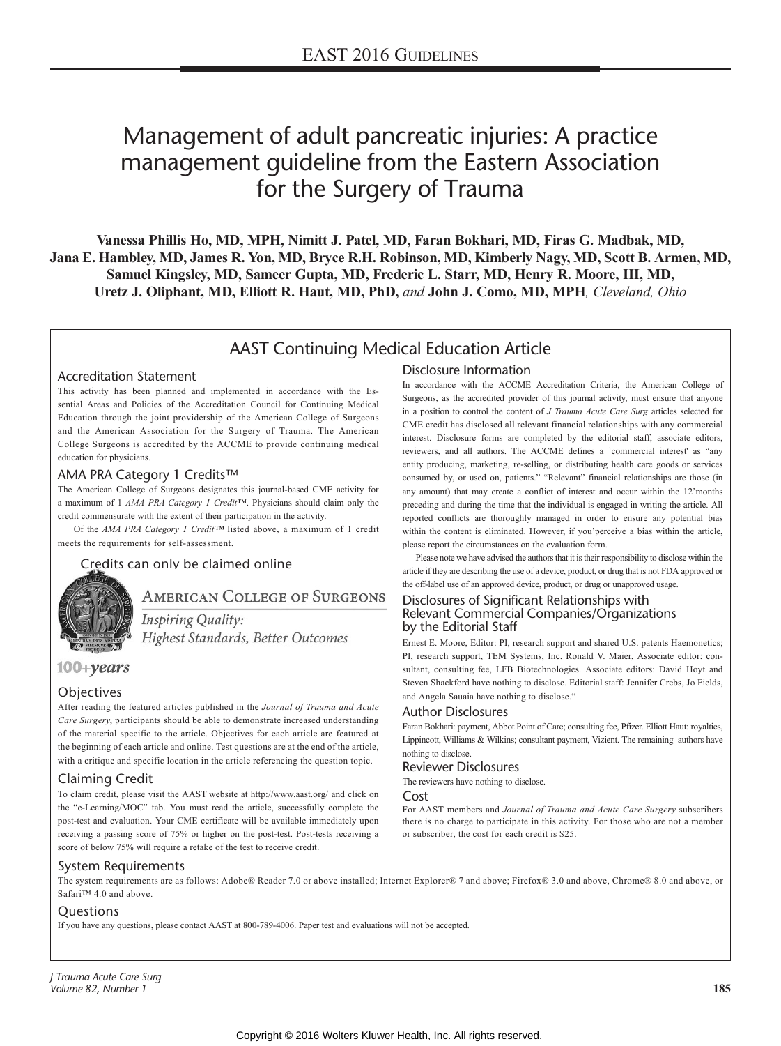# Management of adult pancreatic injuries: A practice management guideline from the Eastern Association for the Surgery of Trauma

**Vanessa Phillis Ho, MD, MPH, Nimitt J. Patel, MD, Faran Bokhari, MD, Firas G. Madbak, MD, Jana E. Hambley, MD, James R. Yon, MD, Bryce R.H. Robinson, MD, Kimberly Nagy, MD, Scott B. Armen, MD, Samuel Kingsley, MD, Sameer Gupta, MD, Frederic L. Starr, MD, Henry R. Moore, III, MD, Uretz J. Oliphant, MD, Elliott R. Haut, MD, PhD,** *and* **John J. Como, MD, MPH**, *Cleveland, Ohio*

## AAST Continuing Medical Education Article

### Accreditation Statement

This activity has been planned and implemented in accordance with the Essential Areas and Policies of the Accreditation Council for Continuing Medical Education through the joint providership of the American College of Surgeons and the American Association for the Surgery of Trauma. The American College Surgeons is accredited by the ACCME to provide continuing medical education for physicians.

### AMA PRA Category 1 Credits™

The American College of Surgeons designates this journal-based CME activity for a maximum of 1 *AMA PRA Category 1 Credit*™. Physicians should claim only the credit commensurate with the extent of their participation in the activity.

Of the *AMA PRA Category 1 Credit*™ listed above, a maximum of 1 credit meets the requirements for self-assessment.

Credits can only be claimed online

AMERICAN COLLEGE OF SURGEONS

*Inspiring Quality: Highest Standards, Better Outcomes*

*100+years*

### Objectives

After reading the featured articles published in the *Journal of Trauma and Acute Care Surgery*, participants should be able to demonstrate increased understanding of the material specific to the article. Objectives for each article are featured at the beginning of each article and online. Test questions are at the end of the article, with a critique and specific location in the article referencing the question topic.

### Claiming Credit

To claim credit, please visit the AAST website at http://www.aast.org/ and click on the "e-Learning/MOC" tab. You must read the article, successfully complete the post-test and evaluation. Your CME certificate will be available immediately upon receiving a passing score of 75% or higher on the post-test. Post-tests receiving a score of below 75% will require a retake of the test to receive credit.

### Disclosure Information

In accordance with the ACCME Accreditation Criteria, the American College of Surgeons, as the accredited provider of this journal activity, must ensure that anyone in a position to control the content of *J Trauma Acute Care Surg* articles selected for CME credit has disclosed all relevant financial relationships with any commercial interest. Disclosure forms are completed by the editorial staff, associate editors, reviewers, and all authors. The ACCME defines a `commercial interest' as "any entity producing, marketing, re-selling, or distributing health care goods or services consumed by, or used on, patients." "Relevant" financial relationships are those (in any amount) that may create a conflict of interest and occur within the 12'months preceding and during the time that the individual is engaged in writing the article. All reported conflicts are thoroughly managed in order to ensure any potential bias within the content is eliminated. However, if you'perceive a bias within the article, please report the circumstances on the evaluation form.

Please note we have advised the authors that it is their responsibility to disclose within the article if they are describing the use of a device, product, or drug that is not FDA approved or the off-label use of an approved device, product, or drug or unapproved usage.

### Disclosures of Significant Relationships with Relevant Commercial Companies/Organizations by the Editorial Staff

Ernest E. Moore, Editor: PI, research support and shared U.S. patents Haemonetics; PI, research support, TEM Systems, Inc. Ronald V. Maier, Associate editor: consultant, consulting fee, LFB Biotechnologies. Associate editors: David Hoyt and Steven Shackford have nothing to disclose. Editorial staff: Jennifer Crebs, Jo Fields, and Angela Sauaia have nothing to disclose."

### Author Disclosures

Faran Bokhari: payment, Abbot Point of Care; consulting fee, Pfizer. Elliott Haut: royalties, Lippincott, Williams & Wilkins; consultant payment, Vizient. The remaining authors have nothing to disclose.

### Reviewer Disclosures

The reviewers have nothing to disclose.

### Cost

For AAST members and *Journal of Trauma and Acute Care Surgery* subscribers there is no charge to participate in this activity. For those who are not a member or subscriber, the cost for each credit is $25.

### System Requirements

The system requirements are as follows: Adobe® Reader 7.0 or above installed; Internet Explorer® 7 and above; Firefox® 3.0 and above, Chrome® 8.0 and above, or Safari™ 4.0 and above.

### Questions

If you have any questions, please contact AAST at 800-789-4006. Paper test and evaluations will not be accepted.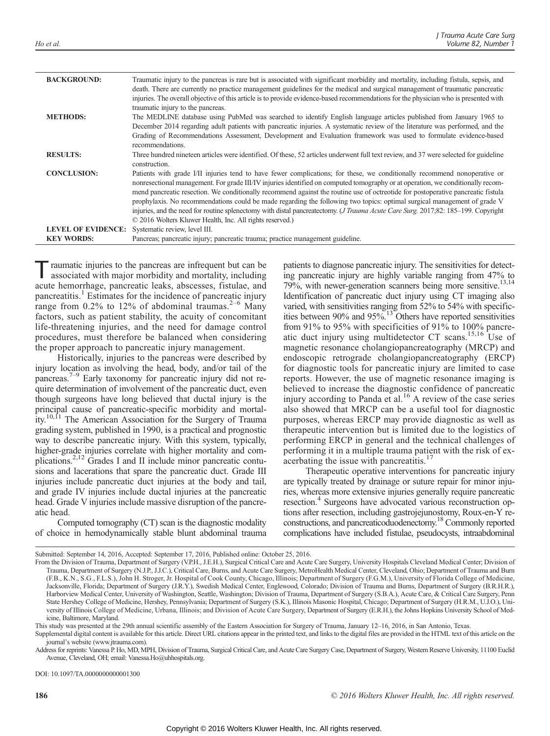| | |
|---|---|
| **BACKGROUND:** | Traumatic injury to the pancreas is rare but is associated with significant morbidity and mortality, including fistula, sepsis, and death. There are currently no practice management guidelines for the medical and surgical management of traumatic pancreatic injuries. The overall objective of this article is to provide evidence-based recommendations for the physician who is presented with traumatic injury to the pancreas. |
| **METHODS:** | The MEDLINE database using PubMed was searched to identify English language articles published from January 1965 to December 2014 regarding adult patients with pancreatic injuries. A systematic review of the literature was performed, and the Grading of Recommendations Assessment, Development and Evaluation framework was used to formulate evidence-based recommendations. |
| **RESULTS:** | Three hundred nineteen articles were identified. Of these, 52 articles underwent full text review, and 37 were selected for guideline construction. |
| **CONCLUSION:** | Patients with grade I/II injuries tend to have fewer complications; for these, we conditionally recommend nonoperative or nonresectional management. For grade III/IV injuries identified on computed tomography or at operation, we conditionally recommend pancreatic resection. We conditionally recommend against the routine use of octreotide for postoperative pancreatic fistula prophylaxis. No recommendations could be made regarding the following two topics: optimal surgical management of grade V injuries, and the need for routine splenectomy with distal pancreatectomy. (*J Trauma Acute Care Surg.* 2017;82: 185–199. Copyright © 2016 Wolters Kluwer Health, Inc. All rights reserved.) |
| **LEVEL OF EVIDENCE:** | Systematic review, level III. |
| **KEY WORDS:** | Pancreas; pancreatic injury; pancreatic trauma; practice management guideline. |

Traumatic injuries to the pancreas are infrequent but can be associated with major morbidity and mortality, including acute hemorrhage, pancreatic leaks, abscesses, fistulae, and pancreatitis.[1] Estimates for the incidence of pancreatic injury range from 0.2% to 12% of abdominal traumas.[2–6] Many factors, such as patient stability, the acuity of concomitant life-threatening injuries, and the need for damage control procedures, must therefore be balanced when considering the proper approach to pancreatic injury management.

Historically, injuries to the pancreas were described by injury location as involving the head, body, and/or tail of the pancreas.[7–9] Early taxonomy for pancreatic injury did not require determination of involvement of the pancreatic duct, even though surgeons have long believed that ductal injury is the principal cause of pancreatic-specific morbidity and mortality.[10,11] The American Association for the Surgery of Trauma grading system, published in 1990, is a practical and prognostic way to describe pancreatic injury. With this system, typically, higher-grade injuries correlate with higher mortality and complications.[2,12] Grades I and II include minor pancreatic contusions and lacerations that spare the pancreatic duct. Grade III injuries include pancreatic duct injuries at the body and tail, and grade IV injuries include ductal injuries at the pancreatic head. Grade V injuries include massive disruption of the pancreatic head.

Computed tomography (CT) scan is the diagnostic modality of choice in hemodynamically stable blunt abdominal trauma patients to diagnose pancreatic injury. The sensitivities for detecting pancreatic injury are highly variable ranging from 47% to 79%, with newer-generation scanners being more sensitive.[13,14] Identification of pancreatic duct injury using CT imaging also varied, with sensitivities ranging from 52% to 54% with specificities between 90% and 95%.[13] Others have reported sensitivities from 91% to 95% with specificities of 91% to 100% pancreatic duct injury using multidetector CT scans.[15,16] Use of magnetic resonance cholangiopancreatography (MRCP) and endoscopic retrograde cholangiopancreatography (ERCP) for diagnostic tools for pancreatic injury are limited to case reports. However, the use of magnetic resonance imaging is believed to increase the diagnostic confidence of pancreatic injury according to Panda et al.[16] A review of the case series also showed that MRCP can be a useful tool for diagnostic purposes, whereas ERCP may provide diagnostic as well as therapeutic intervention but is limited due to the logistics of performing ERCP in general and the technical challenges of performing it in a multiple trauma patient with the risk of exacerbating the issue with pancreatitis.[17]

Therapeutic operative interventions for pancreatic injury are typically treated by drainage or suture repair for minor injuries, whereas more extensive injuries generally require pancreatic resection.[4] Surgeons have advocated various reconstruction options after resection, including gastrojejunostomy, Roux-en-Y reconstructions, and pancreaticoduodenectomy.[18] Commonly reported complications have included fistulae, pseudocysts, intraabdominal

Submitted: September 14, 2016, Accepted: September 17, 2016, Published online: October 25, 2016.

From the Division of Trauma, Department of Surgery (V.P.H., J.E.H.), Surgical Critical Care and Acute Care Surgery, University Hospitals Cleveland Medical Center; Division of Trauma, Department of Surgery (N.J.P., J.J.C.), Critical Care, Burns, and Acute Care Surgery, MetroHealth Medical Center, Cleveland, Ohio; Department of Trauma and Burn (F.B., K.N., S.G., F.L.S.), John H. Stroger, Jr. Hospital of Cook County, Chicago, Illinois; Department of Surgery (F.G.M.), University of Florida College of Medicine, Jacksonville, Florida; Department of Surgery (J.R.Y.), Swedish Medical Center, Englewood, Colorado; Division of Trauma and Burns, Department of Surgery (B.R.H.R.), Harborview Medical Center, University of Washington, Seattle, Washington; Division of Trauma, Department of Surgery (S.B.A.), Acute Care, & Critical Care Surgery, Penn State Hershey College of Medicine, Hershey, Pennsylvania; Department of Surgery (S.K.), Illinois Masonic Hospital, Chicago; Department of Surgery (H.R.M., U.J.O.), University of Illinois College of Medicine, Urbana, Illinois; and Division of Acute Care Surgery, Department of Surgery (E.R.H.), the Johns Hopkins University School of Medicine, Baltimore, Maryland.

This study was presented at the 29th annual scientific assembly of the Eastern Association for Surgery of Trauma, January 12–16, 2016, in San Antonio, Texas.

Supplemental digital content is available for this article. Direct URL citations appear in the printed text, and links to the digital files are provided in the HTML text of this article on the journal's website (www.jtrauma.com).

Address for reprints: Vanessa P. Ho, MD, MPH, Division of Trauma, Surgical Critical Care, and Acute Care Surgery Case, Department of Surgery, Western Reserve University, 11100 Euclid Avenue, Cleveland, OH; email: Vanessa.Ho@uhhospitals.org.

DOI: 10.1097/TA.0000000000001300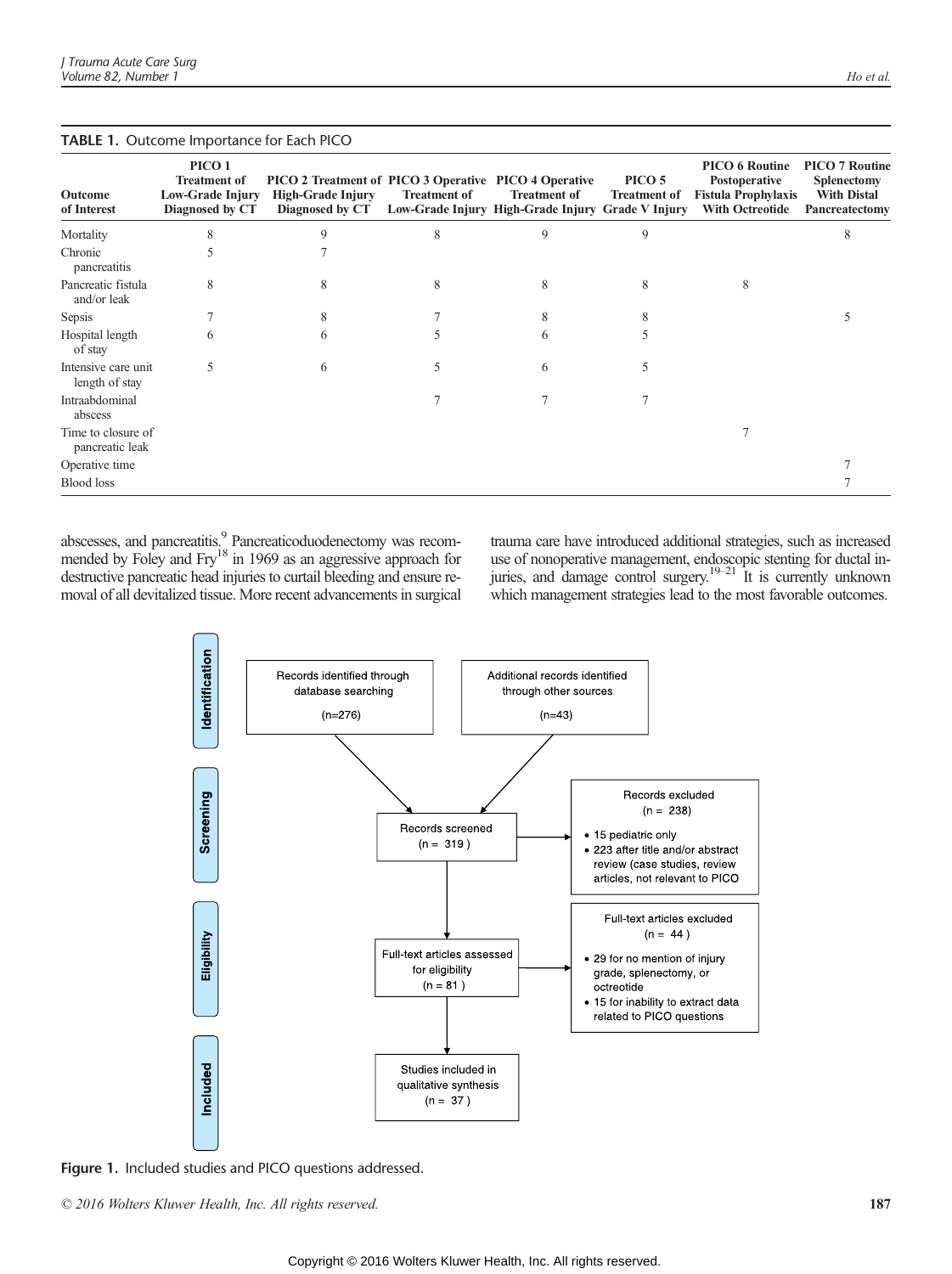**TABLE 1.** Outcome Importance for Each PICO

| Outcome of Interest | PICO 1 Treatment of Low-Grade Injury Diagnosed by CT | PICO 2 Treatment of High-Grade Injury Diagnosed by CT | PICO 3 Operative Treatment of Low-Grade Injury | PICO 4 Operative Treatment of High-Grade Injury | PICO 5 Treatment of Grade V Injury | PICO 6 Routine Postoperative Fistula Prophylaxis With Octreotide | PICO 7 Routine Splenectomy With Distal Pancreatectomy |
|---|---|---|---|---|---|---|---|
| Mortality | 8 | 9 | 8 | 9 | 9 | | 8 |
| Chronic pancreatitis | 5 | 7 | | | | | |
| Pancreatic fistula and/or leak | 8 | 8 | 8 | 8 | 8 | 8 | |
| Sepsis | 7 | 8 | 7 | 8 | 8 | | 5 |
| Hospital length of stay | 6 | 6 | 5 | 6 | 5 | | |
| Intensive care unit length of stay | 5 | 6 | 5 | 6 | 5 | | |
| Intraabdominal abscess | | | 7 | 7 | 7 | | |
| Time to closure of pancreatic leak | | | | | | 7 | |
| Operative time | | | | | | | 7 |
| Blood loss | | | | | | | 7 |

abscesses, and pancreatitis.[9] Pancreaticoduodenectomy was recommended by Foley and Fry[18] in 1969 as an aggressive approach for destructive pancreatic head injuries to curtail bleeding and ensure removal of all devitalized tissue. More recent advancements in surgical trauma care have introduced additional strategies, such as increased use of nonoperative management, endoscopic stenting for ductal injuries, and damage control surgery.[19–21] It is currently unknown which management strategies lead to the most favorable outcomes.

**Identification**
- Records identified through database searching (n=276)
- Additional records identified through other sources (n=43)

**Screening**
- Records screened (n = 319)
- Records excluded (n = 238)
  - 15 pediatric only
  - 223 after title and/or abstract review (case studies, review articles, not relevant to PICO

**Eligibility**
- Full-text articles assessed for eligibility (n = 81)
- Full-text articles excluded (n = 44)
  - 29 for no mention of injury grade, splenectomy, or octreotide
  - 15 for inability to extract data related to PICO questions

**Included**
- Studies included in qualitative synthesis (n = 37)

**Figure 1.** Included studies and PICO questions addressed.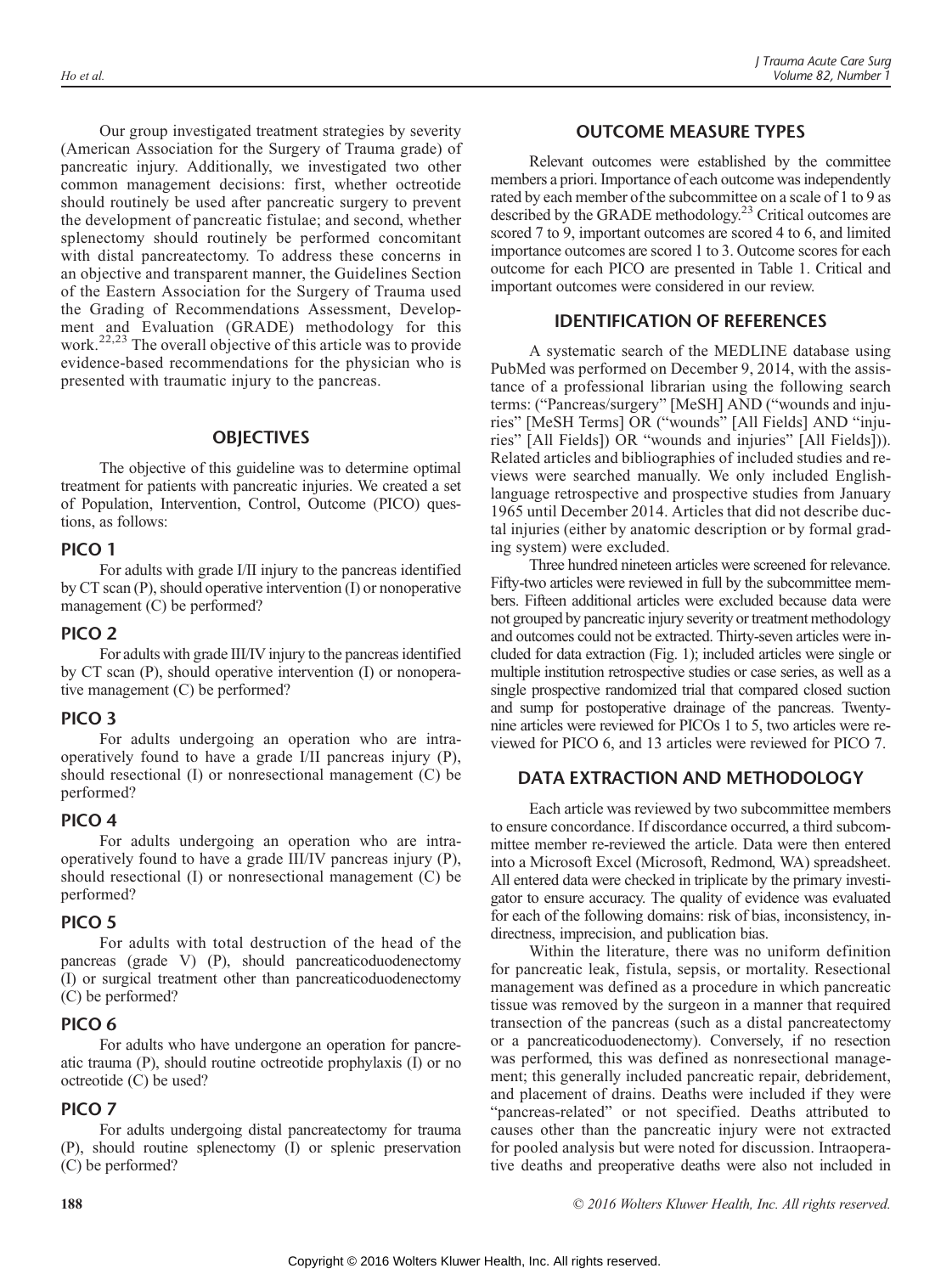Our group investigated treatment strategies by severity (American Association for the Surgery of Trauma grade) of pancreatic injury. Additionally, we investigated two other common management decisions: first, whether octreotide should routinely be used after pancreatic surgery to prevent the development of pancreatic fistulae; and second, whether splenectomy should routinely be performed concomitant with distal pancreatectomy. To address these concerns in an objective and transparent manner, the Guidelines Section of the Eastern Association for the Surgery of Trauma used the Grading of Recommendations Assessment, Development and Evaluation (GRADE) methodology for this work.[22,23] The overall objective of this article was to provide evidence-based recommendations for the physician who is presented with traumatic injury to the pancreas.

## OBJECTIVES

The objective of this guideline was to determine optimal treatment for patients with pancreatic injuries. We created a set of Population, Intervention, Control, Outcome (PICO) questions, as follows:

### PICO 1

For adults with grade I/II injury to the pancreas identified by CT scan (P), should operative intervention (I) or nonoperative management (C) be performed?

### PICO 2

For adults with grade III/IV injury to the pancreas identified by CT scan (P), should operative intervention (I) or nonoperative management (C) be performed?

### PICO 3

For adults undergoing an operation who are intraoperatively found to have a grade I/II pancreas injury (P), should resectional (I) or nonresectional management (C) be performed?

### PICO 4

For adults undergoing an operation who are intraoperatively found to have a grade III/IV pancreas injury (P), should resectional (I) or nonresectional management (C) be performed?

### PICO 5

For adults with total destruction of the head of the pancreas (grade V) (P), should pancreaticoduodenectomy (I) or surgical treatment other than pancreaticoduodenectomy (C) be performed?

### PICO 6

For adults who have undergone an operation for pancreatic trauma (P), should routine octreotide prophylaxis (I) or no octreotide (C) be used?

### PICO 7

For adults undergoing distal pancreatectomy for trauma (P), should routine splenectomy (I) or splenic preservation (C) be performed?

## OUTCOME MEASURE TYPES

Relevant outcomes were established by the committee members a priori. Importance of each outcome was independently rated by each member of the subcommittee on a scale of 1 to 9 as described by the GRADE methodology.[23] Critical outcomes are scored 7 to 9, important outcomes are scored 4 to 6, and limited importance outcomes are scored 1 to 3. Outcome scores for each outcome for each PICO are presented in Table 1. Critical and important outcomes were considered in our review.

## IDENTIFICATION OF REFERENCES

A systematic search of the MEDLINE database using PubMed was performed on December 9, 2014, with the assistance of a professional librarian using the following search terms: ("Pancreas/surgery" [MeSH] AND ("wounds and injuries" [MeSH Terms] OR ("wounds" [All Fields] AND "injuries" [All Fields]) OR "wounds and injuries" [All Fields])). Related articles and bibliographies of included studies and reviews were searched manually. We only included English-language retrospective and prospective studies from January 1965 until December 2014. Articles that did not describe ductal injuries (either by anatomic description or by formal grading system) were excluded.

Three hundred nineteen articles were screened for relevance. Fifty-two articles were reviewed in full by the subcommittee members. Fifteen additional articles were excluded because data were not grouped by pancreatic injury severity or treatment methodology and outcomes could not be extracted. Thirty-seven articles were included for data extraction (Fig. 1); included articles were single or multiple institution retrospective studies or case series, as well as a single prospective randomized trial that compared closed suction and sump for postoperative drainage of the pancreas. Twenty-nine articles were reviewed for PICOs 1 to 5, two articles were reviewed for PICO 6, and 13 articles were reviewed for PICO 7.

## DATA EXTRACTION AND METHODOLOGY

Each article was reviewed by two subcommittee members to ensure concordance. If discordance occurred, a third subcommittee member re-reviewed the article. Data were then entered into a Microsoft Excel (Microsoft, Redmond, WA) spreadsheet. All entered data were checked in triplicate by the primary investigator to ensure accuracy. The quality of evidence was evaluated for each of the following domains: risk of bias, inconsistency, indirectness, imprecision, and publication bias.

Within the literature, there was no uniform definition for pancreatic leak, fistula, sepsis, or mortality. Resectional management was defined as a procedure in which pancreatic tissue was removed by the surgeon in a manner that required transection of the pancreas (such as a distal pancreatectomy or a pancreaticoduodenectomy). Conversely, if no resection was performed, this was defined as nonresectional management; this generally included pancreatic repair, debridement, and placement of drains. Deaths were included if they were "pancreas-related" or not specified. Deaths attributed to causes other than the pancreatic injury were not extracted for pooled analysis but were noted for discussion. Intraoperative deaths and preoperative deaths were also not included in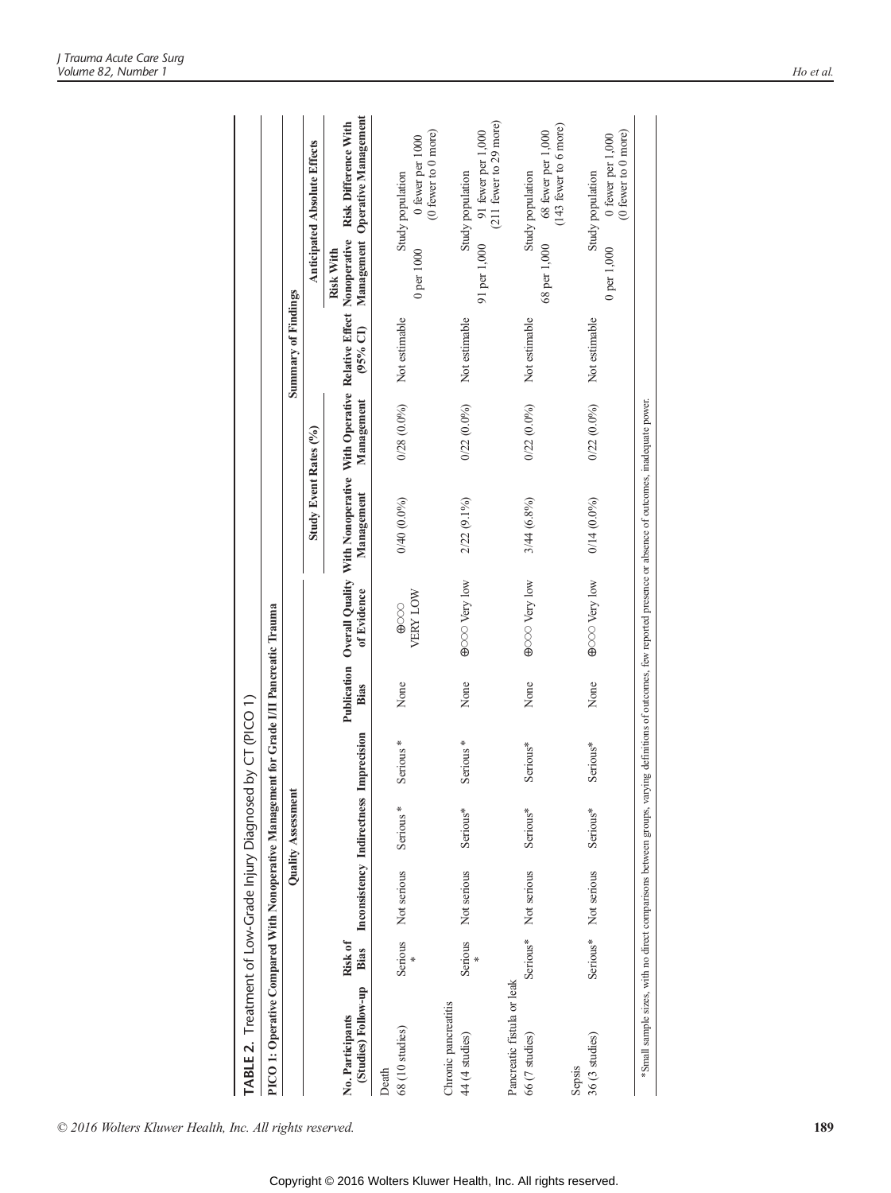**TABLE 2.** Treatment of Low-Grade Injury Diagnosed by CT (PICO 1)

PICO 1: Operative Compared With Nonoperative Management for Grade I/II Pancreatic Trauma

| Quality Assessment | | | | | | | | Summary of Findings | | | | |
|---|---|---|---|---|---|---|---|---|---|---|---|---|
| | | | | | | | | Study Event Rates (%) | | | Anticipated Absolute Effects | |
| No. Participants (Studies) Follow-up | Risk of Bias | Inconsistency | Indirectness | Imprecision | Publication Bias | Overall Quality of Evidence | With Nonoperative Management | With Operative Management | Relative Effect (95% CI) | Risk With Nonoperative Management | Risk Difference With Operative Management |
| **Death** | | | | | | | | | | | |
| 68 (10 studies) | Serious * | Not serious | Serious * | Serious * | None | ⊕○○○ VERY LOW | 0/40 (0.0%) | 0/28 (0.0%) | Not estimable | Study population 0 per 1000 | 0 fewer per 1000 (0 fewer to 0 more) |
| **Chronic pancreatitis** | | | | | | | | | | | |
| 44 (4 studies) | Serious * | Not serious | Serious* | Serious * | None | ⊕○○○ Very low | 2/22 (9.1%) | 0/22 (0.0%) | Not estimable | Study population 91 per 1,000 | 91 fewer per 1,000 (211 fewer to 29 more) |
| **Pancreatic fistula or leak** | | | | | | | | | | | |
| 66 (7 studies) | Serious* | Not serious | Serious* | Serious* | None | ⊕○○○ Very low | 3/44 (6.8%) | 0/22 (0.0%) | Not estimable | Study population 68 per 1,000 | 68 fewer per 1,000 (143 fewer to 6 more) |
| **Sepsis** | | | | | | | | | | | |
| 36 (3 studies) | Serious* | Not serious | Serious* | Serious* | None | ⊕○○○ Very low | 0/14 (0.0%) | 0/22 (0.0%) | Not estimable | Study population 0 per 1,000 | 0 fewer per 1,000 (0 fewer to 0 more) |

*Small sample sizes, with no direct comparisons between groups, varying definitions of outcomes, few reported presence or absence of outcomes, inadequate power.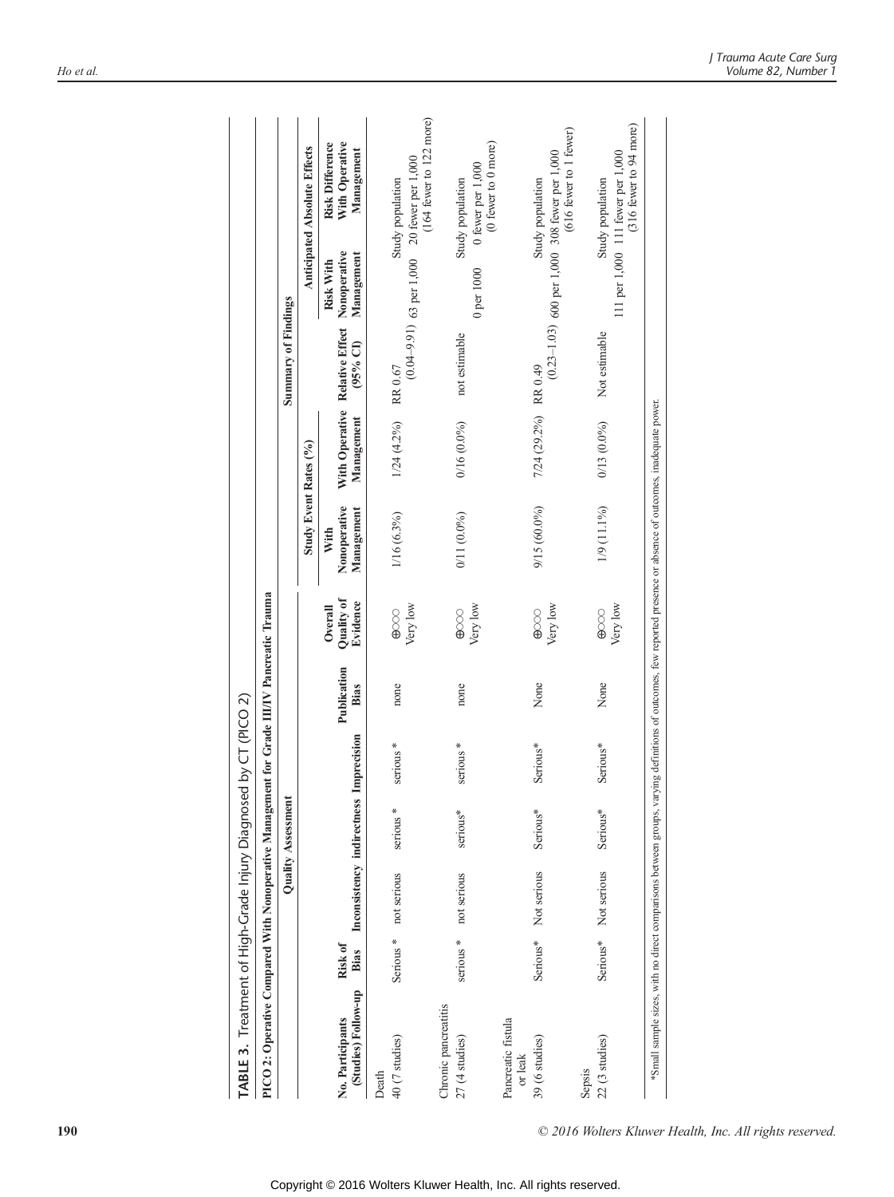**TABLE 3.** Treatment of High-Grade Injury Diagnosed by CT (PICO 2)

PICO 2: Operative Compared With Nonoperative Management for Grade III/IV Pancreatic Trauma

| Quality Assessment | | | | | | | Summary of Findings | | | | |
|---|---|---|---|---|---|---|---|---|---|---|---|
| | | | | | | | Study Event Rates (%) | | | Anticipated Absolute Effects | |
| No. Participants (Studies) Follow-up | Risk of Bias | Inconsistency | indirectness | Imprecision | Publication Bias | Overall Quality of Evidence | With Nonoperative Management | With Operative Management | Relative Effect (95% CI) | Risk With Nonoperative Management | Risk Difference With Operative Management |
| **Death** | | | | | | | | | | | |
| 40 (7 studies) | Serious * | not serious | serious * | serious * | none | ⊕○○○ Very low | 1/16 (6.3%) | 1/24 (4.2%) | RR 0.67 (0.04–9.91) | Study population 63 per 1,000 | 20 fewer per 1,000 (164 fewer to 122 more) |
| **Chronic pancreatitis** | | | | | | | | | | | |
| 27 (4 studies) | serious * | not serious | serious* | serious * | none | ⊕○○○ Very low | 0/11 (0.0%) | 0/16 (0.0%) | not estimable | Study population 0 per 1000 | 0 fewer per 1,000 (0 fewer to 0 more) |
| **Pancreatic fistula or leak** | | | | | | | | | | | |
| 39 (6 studies) | Serious* | Not serious | Serious* | Serious* | None | ⊕○○○ Very low | 9/15 (60.0%) | 7/24 (29.2%) | RR 0.49 (0.23–1.03) | Study population 600 per 1,000 | 308 fewer per 1,000 (616 fewer to 1 fewer) |
| **Sepsis** | | | | | | | | | | | |
| 22 (3 studies) | Serious* | Not serious | Serious* | Serious* | None | ⊕○○○ Very low | 1/9 (11.1%) | 0/13 (0.0%) | Not estimable | Study population 111 per 1,000 | 111 fewer per 1,000 (316 fewer to 94 more) |

*Small sample sizes, with no direct comparisons between groups, varying definitions of outcomes, few reported presence or absence of outcomes, inadequate power.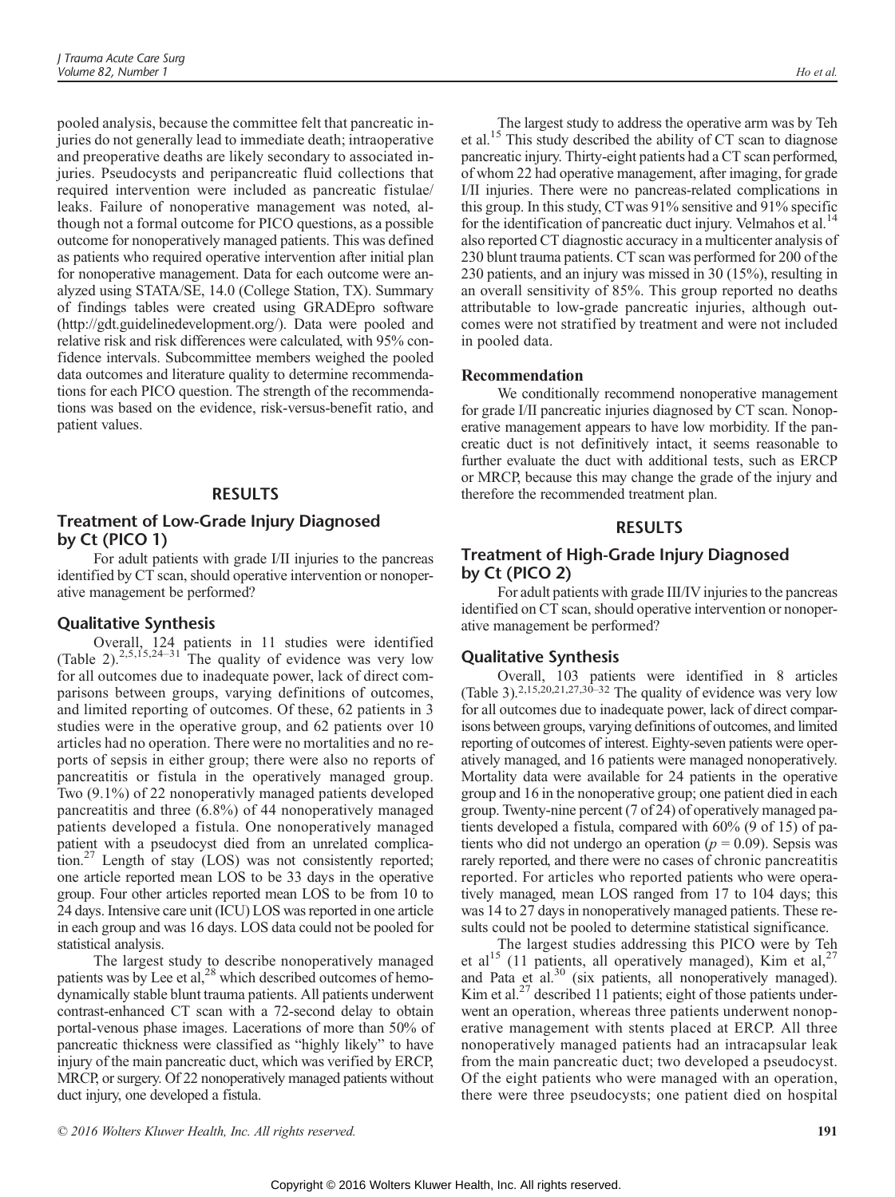pooled analysis, because the committee felt that pancreatic injuries do not generally lead to immediate death; intraoperative and preoperative deaths are likely secondary to associated injuries. Pseudocysts and peripancreatic fluid collections that required intervention were included as pancreatic fistulae/leaks. Failure of nonoperative management was noted, although not a formal outcome for PICO questions, as a possible outcome for nonoperatively managed patients. This was defined as patients who required operative intervention after initial plan for nonoperative management. Data for each outcome were analyzed using STATA/SE, 14.0 (College Station, TX). Summary of findings tables were created using GRADEpro software (http://gdt.guidelinedevelopment.org/). Data were pooled and relative risk and risk differences were calculated, with 95% confidence intervals. Subcommittee members weighed the pooled data outcomes and literature quality to determine recommendations for each PICO question. The strength of the recommendations was based on the evidence, risk-versus-benefit ratio, and patient values.

## RESULTS

### Treatment of Low-Grade Injury Diagnosed by Ct (PICO 1)

For adult patients with grade I/II injuries to the pancreas identified by CT scan, should operative intervention or nonoperative management be performed?

### Qualitative Synthesis

Overall, 124 patients in 11 studies were identified (Table 2).[2,5,15,24–31] The quality of evidence was very low for all outcomes due to inadequate power, lack of direct comparisons between groups, varying definitions of outcomes, and limited reporting of outcomes. Of these, 62 patients in 3 studies were in the operative group, and 62 patients over 10 articles had no operation. There were no mortalities and no reports of sepsis in either group; there were also no reports of pancreatitis or fistula in the operatively managed group. Two (9.1%) of 22 nonoperativly managed patients developed pancreatitis and three (6.8%) of 44 nonoperatively managed patients developed a fistula. One nonoperatively managed patient with a pseudocyst died from an unrelated complication.[27] Length of stay (LOS) was not consistently reported; one article reported mean LOS to be 33 days in the operative group. Four other articles reported mean LOS to be from 10 to 24 days. Intensive care unit (ICU) LOS was reported in one article in each group and was 16 days. LOS data could not be pooled for statistical analysis.

The largest study to describe nonoperatively managed patients was by Lee et al,[28] which described outcomes of hemodynamically stable blunt trauma patients. All patients underwent contrast-enhanced CT scan with a 72-second delay to obtain portal-venous phase images. Lacerations of more than 50% of pancreatic thickness were classified as "highly likely" to have injury of the main pancreatic duct, which was verified by ERCP, MRCP, or surgery. Of 22 nonoperatively managed patients without duct injury, one developed a fistula.

The largest study to address the operative arm was by Teh et al.[15] This study described the ability of CT scan to diagnose pancreatic injury. Thirty-eight patients had a CT scan performed, of whom 22 had operative management, after imaging, for grade I/II injuries. There were no pancreas-related complications in this group. In this study, CT was 91% sensitive and 91% specific for the identification of pancreatic duct injury. Velmahos et al.[14] also reported CT diagnostic accuracy in a multicenter analysis of 230 blunt trauma patients. CT scan was performed for 200 of the 230 patients, and an injury was missed in 30 (15%), resulting in an overall sensitivity of 85%. This group reported no deaths attributable to low-grade pancreatic injuries, although outcomes were not stratified by treatment and were not included in pooled data.

### Recommendation

We conditionally recommend nonoperative management for grade I/II pancreatic injuries diagnosed by CT scan. Nonoperative management appears to have low morbidity. If the pancreatic duct is not definitively intact, it seems reasonable to further evaluate the duct with additional tests, such as ERCP or MRCP, because this may change the grade of the injury and therefore the recommended treatment plan.

## RESULTS

### Treatment of High-Grade Injury Diagnosed by Ct (PICO 2)

For adult patients with grade III/IV injuries to the pancreas identified on CT scan, should operative intervention or nonoperative management be performed?

### Qualitative Synthesis

Overall, 103 patients were identified in 8 articles (Table 3).[2,15,20,21,27,30–32] The quality of evidence was very low for all outcomes due to inadequate power, lack of direct comparisons between groups, varying definitions of outcomes, and limited reporting of outcomes of interest. Eighty-seven patients were operatively managed, and 16 patients were managed nonoperatively. Mortality data were available for 24 patients in the operative group and 16 in the nonoperative group; one patient died in each group. Twenty-nine percent (7 of 24) of operatively managed patients developed a fistula, compared with 60% (9 of 15) of patients who did not undergo an operation ($p = 0.09$). Sepsis was rarely reported, and there were no cases of chronic pancreatitis reported. For articles who reported patients who were operatively managed, mean LOS ranged from 17 to 104 days; this was 14 to 27 days in nonoperatively managed patients. These results could not be pooled to determine statistical significance.

The largest studies addressing this PICO were by Teh et al[15] (11 patients, all operatively managed), Kim et al,[27] and Pata et al.[30] (six patients, all nonoperatively managed). Kim et al.[27] described 11 patients; eight of those patients underwent an operation, whereas three patients underwent nonoperative management with stents placed at ERCP. All three nonoperatively managed patients had an intracapsular leak from the main pancreatic duct; two developed a pseudocyst. Of the eight patients who were managed with an operation, there were three pseudocysts; one patient died on hospital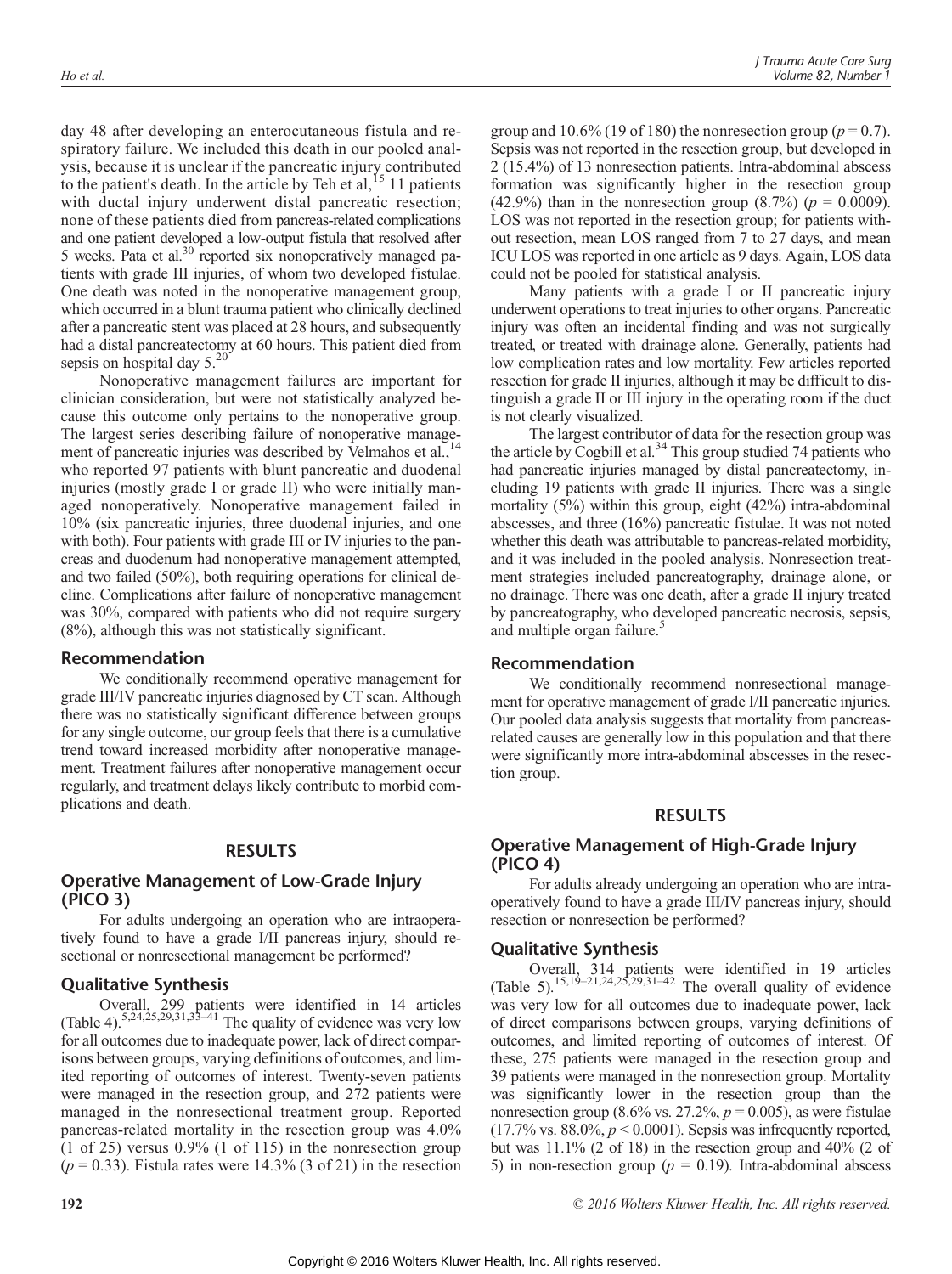day 48 after developing an enterocutaneous fistula and respiratory failure. We included this death in our pooled analysis, because it is unclear if the pancreatic injury contributed to the patient's death. In the article by Teh et al,[15] 11 patients with ductal injury underwent distal pancreatic resection; none of these patients died from pancreas-related complications and one patient developed a low-output fistula that resolved after 5 weeks. Pata et al.[30] reported six nonoperatively managed patients with grade III injuries, of whom two developed fistulae. One death was noted in the nonoperative management group, which occurred in a blunt trauma patient who clinically declined after a pancreatic stent was placed at 28 hours, and subsequently had a distal pancreatectomy at 60 hours. This patient died from sepsis on hospital day 5.[20]

Nonoperative management failures are important for clinician consideration, but were not statistically analyzed because this outcome only pertains to the nonoperative group. The largest series describing failure of nonoperative management of pancreatic injuries was described by Velmahos et al.,[14] who reported 97 patients with blunt pancreatic and duodenal injuries (mostly grade I or grade II) who were initially managed nonoperatively. Nonoperative management failed in 10% (six pancreatic injuries, three duodenal injuries, and one with both). Four patients with grade III or IV injuries to the pancreas and duodenum had nonoperative management attempted, and two failed (50%), both requiring operations for clinical decline. Complications after failure of nonoperative management was 30%, compared with patients who did not require surgery (8%), although this was not statistically significant.

### Recommendation

We conditionally recommend operative management for grade III/IV pancreatic injuries diagnosed by CT scan. Although there was no statistically significant difference between groups for any single outcome, our group feels that there is a cumulative trend toward increased morbidity after nonoperative management. Treatment failures after nonoperative management occur regularly, and treatment delays likely contribute to morbid complications and death.

## RESULTS

### Operative Management of Low-Grade Injury (PICO 3)

For adults undergoing an operation who are intraoperatively found to have a grade I/II pancreas injury, should resectional or nonresectional management be performed?

### Qualitative Synthesis

Overall, 299 patients were identified in 14 articles (Table 4).[5,24,25,29,31,33–41] The quality of evidence was very low for all outcomes due to inadequate power, lack of direct comparisons between groups, varying definitions of outcomes, and limited reporting of outcomes of interest. Twenty-seven patients were managed in the resection group, and 272 patients were managed in the nonresectional treatment group. Reported pancreas-related mortality in the resection group was 4.0% (1 of 25) versus 0.9% (1 of 115) in the nonresection group ($p = 0.33$). Fistula rates were 14.3% (3 of 21) in the resection group and 10.6% (19 of 180) the nonresection group ($p = 0.7$). Sepsis was not reported in the resection group, but developed in 2 (15.4%) of 13 nonresection patients. Intra-abdominal abscess formation was significantly higher in the resection group (42.9%) than in the nonresection group (8.7%) ($p = 0.0009$). LOS was not reported in the resection group; for patients without resection, mean LOS ranged from 7 to 27 days, and mean ICU LOS was reported in one article as 9 days. Again, LOS data could not be pooled for statistical analysis.

Many patients with a grade I or II pancreatic injury underwent operations to treat injuries to other organs. Pancreatic injury was often an incidental finding and was not surgically treated, or treated with drainage alone. Generally, patients had low complication rates and low mortality. Few articles reported resection for grade II injuries, although it may be difficult to distinguish a grade II or III injury in the operating room if the duct is not clearly visualized.

The largest contributor of data for the resection group was the article by Cogbill et al.[34] This group studied 74 patients who had pancreatic injuries managed by distal pancreatectomy, including 19 patients with grade II injuries. There was a single mortality (5%) within this group, eight (42%) intra-abdominal abscesses, and three (16%) pancreatic fistulae. It was not noted whether this death was attributable to pancreas-related morbidity, and it was included in the pooled analysis. Nonresection treatment strategies included pancreatography, drainage alone, or no drainage. There was one death, after a grade II injury treated by pancreatography, who developed pancreatic necrosis, sepsis, and multiple organ failure.[5]

### Recommendation

We conditionally recommend nonresectional management for operative management of grade I/II pancreatic injuries. Our pooled data analysis suggests that mortality from pancreas-related causes are generally low in this population and that there were significantly more intra-abdominal abscesses in the resection group.

## RESULTS

### Operative Management of High-Grade Injury (PICO 4)

For adults already undergoing an operation who are intraoperatively found to have a grade III/IV pancreas injury, should resection or nonresection be performed?

### Qualitative Synthesis

Overall, 314 patients were identified in 19 articles (Table 5).[15,19–21,24,25,29,31–42] The overall quality of evidence was very low for all outcomes due to inadequate power, lack of direct comparisons between groups, varying definitions of outcomes, and limited reporting of outcomes of interest. Of these, 275 patients were managed in the resection group and 39 patients were managed in the nonresection group. Mortality was significantly lower in the resection group than the nonresection group (8.6% vs. 27.2%, $p = 0.005$), as were fistulae (17.7% vs. 88.0%, $p < 0.0001$). Sepsis was infrequently reported, but was 11.1% (2 of 18) in the resection group and 40% (2 of 5) in non-resection group ($p = 0.19$). Intra-abdominal abscess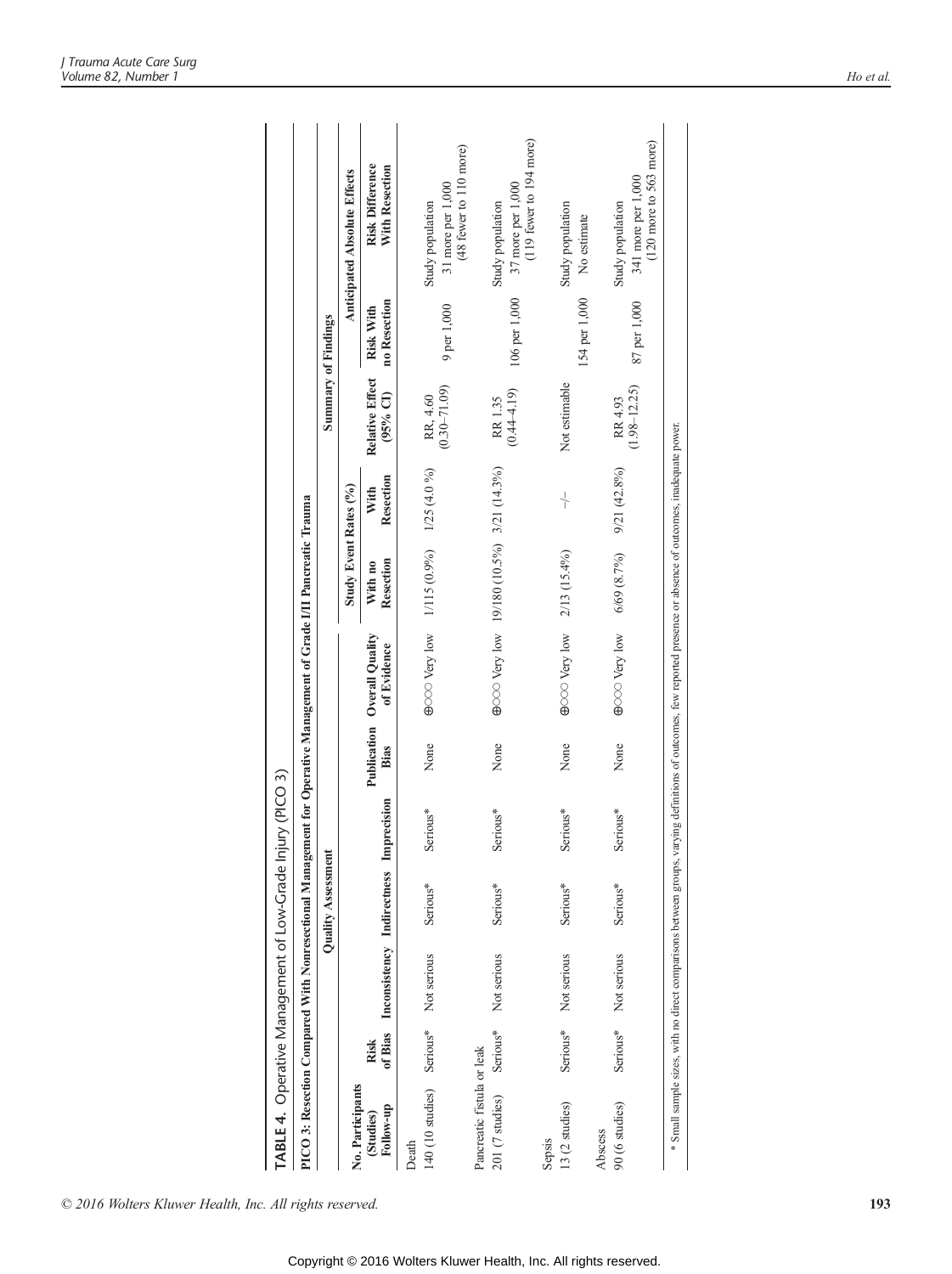**TABLE 4.** Operative Management of Low-Grade Injury (PICO 3)

PICO 3: Resection Compared With Nonresectional Management for Operative Management of Grade I/II Pancreatic Trauma

| | Quality Assessment | | | | | | | Summary of Findings | | | | |
|---|---|---|---|---|---|---|---|---|---|---|---|---|
| | | | | | | | | Study Event Rates (%) | | | Anticipated Absolute Effects | |
| No. Participants (Studies) Follow-up | Risk of Bias | Inconsistency | Indirectness | Imprecision | Publication Bias | Overall Quality of Evidence | With no Resection | With Resection | Relative Effect (95% CI) | Risk With no Resection | Risk Difference With Resection |
| **Death** | | | | | | | | | | | |
| 140 (10 studies) | Serious* | Not serious | Serious* | Serious* | None | ⊕○○○ Very low | 1/115 (0.9%) | 1/25 (4.0 %) | RR, 4.60 (0.30–71.09) | Study population 9 per 1,000 | 31 more per 1,000 (48 fewer to 110 more) |
| **Pancreatic fistula or leak** | | | | | | | | | | | |
| 201 (7 studies) | Serious* | Not serious | Serious* | Serious* | None | ⊕○○○ Very low | 19/180 (10.5%) | 3/21 (14.3%) | RR 1.35 (0.44–4.19) | Study population 106 per 1,000 | 37 more per 1,000 (119 fewer to 194 more) |
| **Sepsis** | | | | | | | | | | | |
| 13 (2 studies) | Serious* | Not serious | Serious* | Serious* | None | ⊕○○○ Very low | 2/13 (15.4%) | –/– | Not estimable | Study population 154 per 1,000 | No estimate |
| **Abscess** | | | | | | | | | | | |
| 90 (6 studies) | Serious* | Not serious | Serious* | Serious* | None | ⊕○○○ Very low | 6/69 (8.7%) | 9/21 (42.8%) | RR 4.93 (1.98–12.25) | Study population 87 per 1,000 | 341 more per 1,000 (120 more to 563 more) |

\* Small sample sizes, with no direct comparisons between groups, varying definitions of outcomes, few reported presence or absence of outcomes, inadequate power.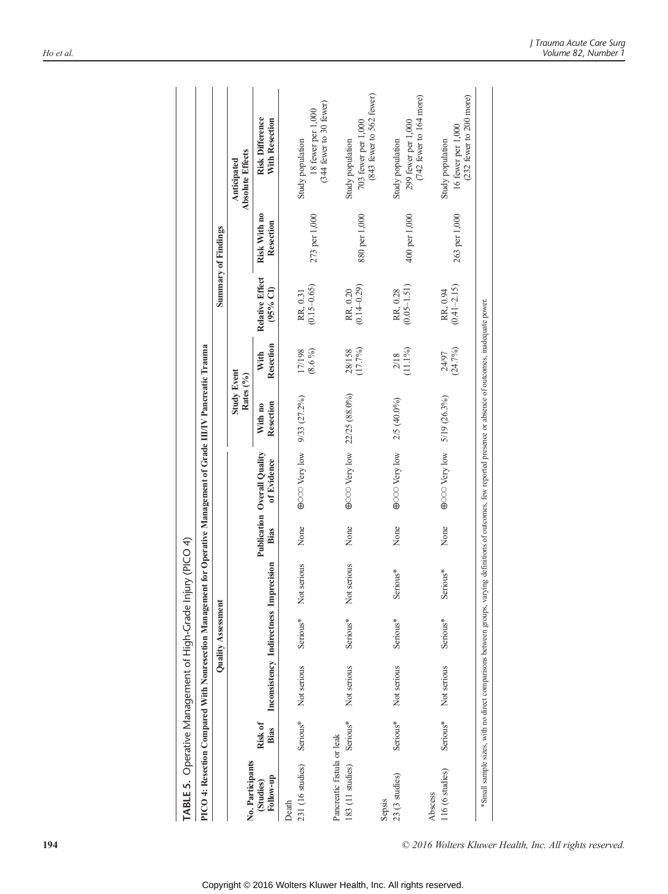**TABLE 5.** Operative Management of High-Grade Injury (PICO 4)

PICO 4: Resection Compared With Nonresection Management for Operative Management of Grade III/IV Pancreatic Trauma

| Quality Assessment | | | | | | | | Summary of Findings | | | | |
|---|---|---|---|---|---|---|---|---|---|---|---|---|
| | | | | | | | | Study Event Rates (%) | | | | Anticipated Absolute Effects |
| No. Participants (Studies) Follow-up | Risk of Bias | Inconsistency | Indirectness | Imprecision | Publication Bias | Overall Quality of Evidence | With no Resection | With Resection | Relative Effect (95% CI) | Risk With no Resection | Risk Difference With Resection |
| **Death** | | | | | | | | | | | |
| 231 (16 studies) | Serious* | Not serious | Serious* | Not serious | None | ⊕○○○ Very low | 9/33 (27.2%) | 17/198 (8.6 %) | RR, 0.31 (0.15–0.65) | 273 per 1,000 | Study population 18 fewer per 1,000 (344 fewer to 30 fewer) |
| **Pancreatic fistula or leak** | | | | | | | | | | | |
| 183 (11 studies) | Serious* | Not serious | Serious* | Not serious | None | ⊕○○○ Very low | 22/25 (88.0%) | 28/158 (17.7%) | RR, 0.20 (0.14–0.29) | 880 per 1,000 | Study population 703 fewer per 1,000 (843 fewer to 562 fewer) |
| **Sepsis** | | | | | | | | | | | |
| 23 (3 studies) | Serious* | Not serious | Serious* | Serious* | None | ⊕○○○ Very low | 2/5 (40.0%) | 2/18 (11.1%) | RR, 0.28 (0.05–1.51) | 400 per 1,000 | Study population 299 fewer per 1,000 (742 fewer to 164 more) |
| **Abscess** | | | | | | | | | | | |
| 116 (6 studies) | Serious* | Not serious | Serious* | Serious* | None | ⊕○○○ Very low | 5/19 (26.3%) | 24/97 (24.7%) | RR, 0.94 (0.41–2.15) | 263 per 1,000 | Study population 16 fewer per 1,000 (232 fewer to 200 more) |

*Small sample sizes, with no direct comparisons between groups, varying definitions of outcomes, few reported presence or absence of outcomes, inadequate power.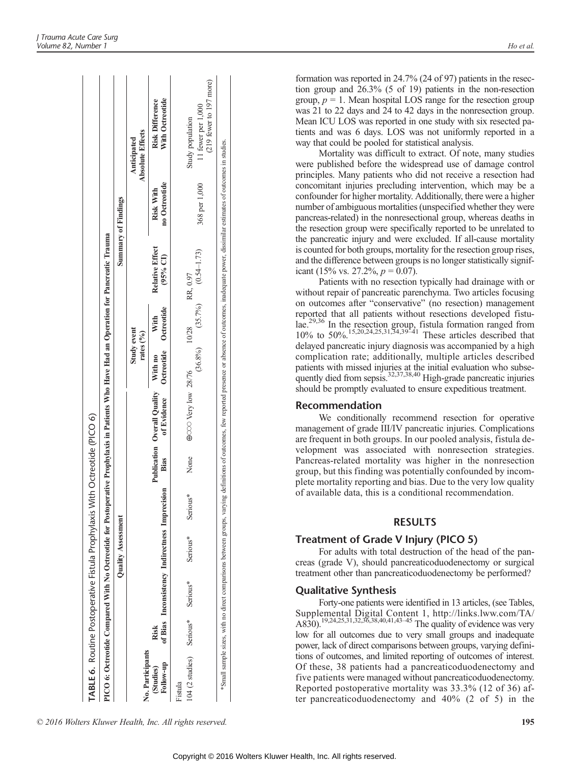**TABLE 6.** Routine Postoperative Fistula Prophylaxis With Octreotide (PICO 6)

PICO 6: Octreotide Compared With No Octreotide for Postoperative Prophylaxis in Patients Who Have Had an Operation for Pancreatic Trauma

| Quality Assessment | | | | | | | Summary of Findings | | | | |
|---|---|---|---|---|---|---|---|---|---|---|---|
| | | | | | | | Study event rates (%) | | | Anticipated Absolute Effects | |
| No. Participants (Studies) Follow-up | Risk of Bias | Inconsistency | Indirectness | Imprecision | Publication Bias | Overall Quality of Evidence | With no Octreotide | With Octreotide | Relative Effect (95% CI) | Risk With no Octreotide | Risk Difference With Octreotide |
| Fistula | | | | | | | | | | | |
| 104 (2 studies) | Serious* | Serious* | Serious* | Serious* | None | ⊕○○○ Very low | 28/76 (36.8%) | 10/28 (35.7%) | RR, 0.97 (0.54–1.73) | 368 per 1,000 | Study population 11 fewer per 1,000 (219 fewer to 197 more) |

*Small sample sizes, with no direct comparisons between groups, varying definitions of outcomes, few reported presence or absence of outcomes, inadequate power, dissimilar estimates of outcomes in studies.

formation was reported in 24.7% (24 of 97) patients in the resection group and 26.3% (5 of 19) patients in the non-resection group, $p = 1$. Mean hospital LOS range for the resection group was 21 to 22 days and 24 to 42 days in the nonresection group. Mean ICU LOS was reported in one study with six resected patients and was 6 days. LOS was not uniformly reported in a way that could be pooled for statistical analysis.

Mortality was difficult to extract. Of note, many studies were published before the widespread use of damage control principles. Many patients who did not receive a resection had concomitant injuries precluding intervention, which may be a confounder for higher mortality. Additionally, there were a higher number of ambiguous mortalities (unspecified whether they were pancreas-related) in the nonresectional group, whereas deaths in the resection group were specifically reported to be unrelated to the pancreatic injury and were excluded. If all-cause mortality is counted for both groups, mortality for the resection group rises, and the difference between groups is no longer statistically significant (15% vs. 27.2%, $p = 0.07$).

Patients with no resection typically had drainage with or without repair of pancreatic parenchyma. Two articles focusing on outcomes after "conservative" (no resection) management reported that all patients without resections developed fistulae.[29,36] In the resection group, fistula formation ranged from 10% to 50%.[15,20,24,25,31,34,39–41] These articles described that delayed pancreatic injury diagnosis was accompanied by a high complication rate; additionally, multiple articles described patients with missed injuries at the initial evaluation who subsequently died from sepsis.[32,37,38,40] High-grade pancreatic injuries should be promptly evaluated to ensure expeditious treatment.

### Recommendation

We conditionally recommend resection for operative management of grade III/IV pancreatic injuries. Complications are frequent in both groups. In our pooled analysis, fistula development was associated with nonresection strategies. Pancreas-related mortality was higher in the nonresection group, but this finding was potentially confounded by incomplete mortality reporting and bias. Due to the very low quality of available data, this is a conditional recommendation.

## RESULTS

### Treatment of Grade V Injury (PICO 5)

For adults with total destruction of the head of the pancreas (grade V), should pancreaticoduodenectomy or surgical treatment other than pancreaticoduodenectomy be performed?

### Qualitative Synthesis

Forty-one patients were identified in 13 articles, (see Tables, Supplemental Digital Content 1, http://links.lww.com/TA/A830).[19,24,25,31,32,36,38,40,41,43–45] The quality of evidence was very low for all outcomes due to very small groups and inadequate power, lack of direct comparisons between groups, varying definitions of outcomes, and limited reporting of outcomes of interest. Of these, 38 patients had a pancreaticoduodenectomy and five patients were managed without pancreaticoduodenectomy. Reported postoperative mortality was 33.3% (12 of 36) after pancreaticoduodenectomy and 40% (2 of 5) in the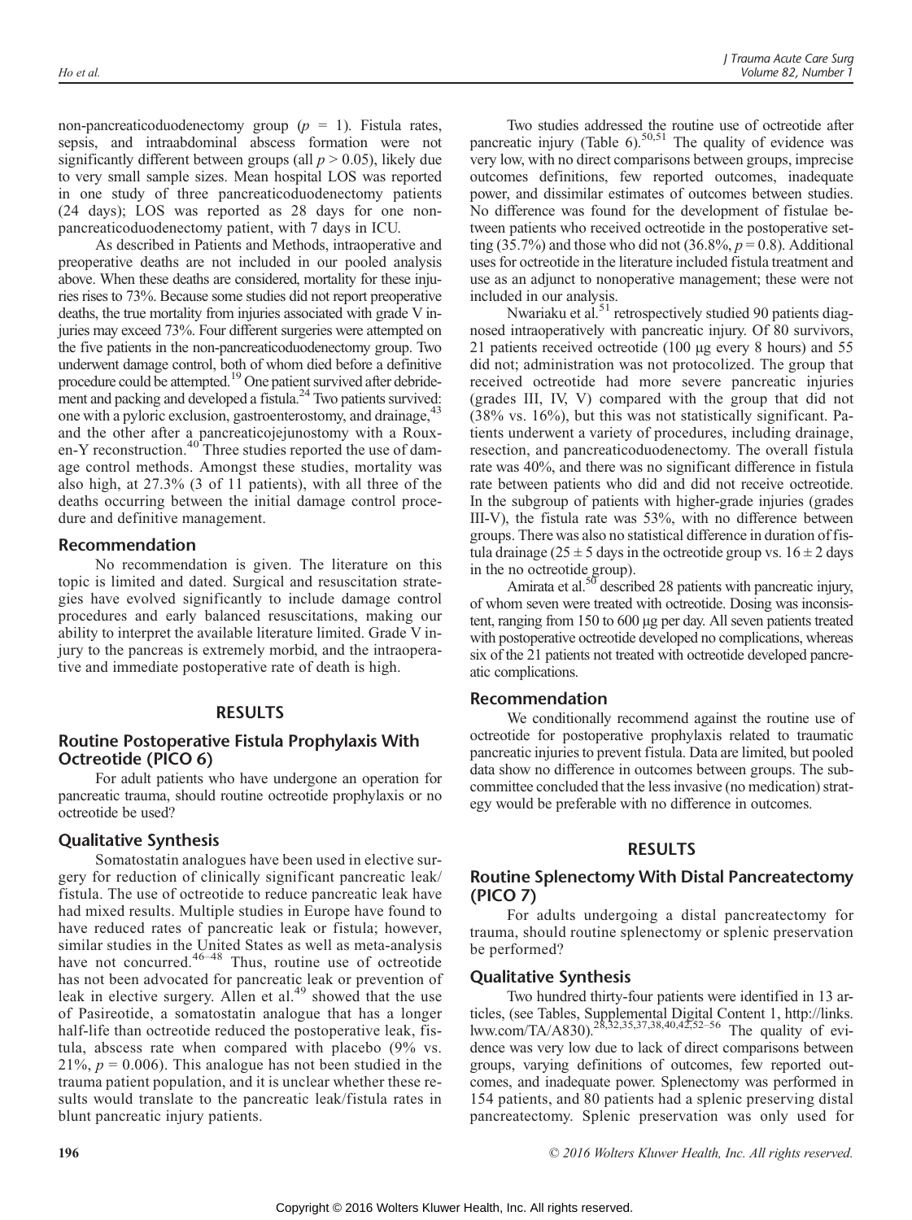non-pancreaticoduodenectomy group ($p$ = 1). Fistula rates, sepsis, and intraabdominal abscess formation were not significantly different between groups (all $p > 0.05$), likely due to very small sample sizes. Mean hospital LOS was reported in one study of three pancreaticoduodenectomy patients (24 days); LOS was reported as 28 days for one non-pancreaticoduodenectomy patient, with 7 days in ICU.

As described in Patients and Methods, intraoperative and preoperative deaths are not included in our pooled analysis above. When these deaths are considered, mortality for these injuries rises to 73%. Because some studies did not report preoperative deaths, the true mortality from injuries associated with grade V injuries may exceed 73%. Four different surgeries were attempted on the five patients in the non-pancreaticoduodenectomy group. Two underwent damage control, both of whom died before a definitive procedure could be attempted.[19] One patient survived after debridement and packing and developed a fistula.[24] Two patients survived: one with a pyloric exclusion, gastroenterostomy, and drainage,[43] and the other after a pancreaticojejunostomy with a Roux-en-Y reconstruction.[40] Three studies reported the use of damage control methods. Amongst these studies, mortality was also high, at 27.3% (3 of 11 patients), with all three of the deaths occurring between the initial damage control procedure and definitive management.

### Recommendation

No recommendation is given. The literature on this topic is limited and dated. Surgical and resuscitation strategies have evolved significantly to include damage control procedures and early balanced resuscitations, making our ability to interpret the available literature limited. Grade V injury to the pancreas is extremely morbid, and the intraoperative and immediate postoperative rate of death is high.

## RESULTS

### Routine Postoperative Fistula Prophylaxis With Octreotide (PICO 6)

For adult patients who have undergone an operation for pancreatic trauma, should routine octreotide prophylaxis or no octreotide be used?

### Qualitative Synthesis

Somatostatin analogues have been used in elective surgery for reduction of clinically significant pancreatic leak/fistula. The use of octreotide to reduce pancreatic leak have had mixed results. Multiple studies in Europe have found to have reduced rates of pancreatic leak or fistula; however, similar studies in the United States as well as meta-analysis have not concurred.[46–48] Thus, routine use of octreotide has not been advocated for pancreatic leak or prevention of leak in elective surgery. Allen et al.[49] showed that the use of Pasireotide, a somatostatin analogue that has a longer half-life than octreotide reduced the postoperative leak, fistula, abscess rate when compared with placebo (9% vs. 21%, $p = 0.006$). This analogue has not been studied in the trauma patient population, and it is unclear whether these results would translate to the pancreatic leak/fistula rates in blunt pancreatic injury patients.

Two studies addressed the routine use of octreotide after pancreatic injury (Table 6).[50,51] The quality of evidence was very low, with no direct comparisons between groups, imprecise outcomes definitions, few reported outcomes, inadequate power, and dissimilar estimates of outcomes between studies. No difference was found for the development of fistulae between patients who received octreotide in the postoperative setting (35.7%) and those who did not (36.8%, $p = 0.8$). Additional uses for octreotide in the literature included fistula treatment and use as an adjunct to nonoperative management; these were not included in our analysis.

Nwariaku et al.[51] retrospectively studied 90 patients diagnosed intraoperatively with pancreatic injury. Of 80 survivors, 21 patients received octreotide (100 μg every 8 hours) and 55 did not; administration was not protocolized. The group that received octreotide had more severe pancreatic injuries (grades III, IV, V) compared with the group that did not (38% vs. 16%), but this was not statistically significant. Patients underwent a variety of procedures, including drainage, resection, and pancreaticoduodenectomy. The overall fistula rate was 40%, and there was no significant difference in fistula rate between patients who did and did not receive octreotide. In the subgroup of patients with higher-grade injuries (grades III-V), the fistula rate was 53%, with no difference between groups. There was also no statistical difference in duration of fistula drainage ($25 \pm 5$ days in the octreotide group vs. $16 \pm 2$ days in the no octreotide group).

Amirata et al.[50] described 28 patients with pancreatic injury, of whom seven were treated with octreotide. Dosing was inconsistent, ranging from 150 to 600 μg per day. All seven patients treated with postoperative octreotide developed no complications, whereas six of the 21 patients not treated with octreotide developed pancreatic complications.

### Recommendation

We conditionally recommend against the routine use of octreotide for postoperative prophylaxis related to traumatic pancreatic injuries to prevent fistula. Data are limited, but pooled data show no difference in outcomes between groups. The subcommittee concluded that the less invasive (no medication) strategy would be preferable with no difference in outcomes.

## RESULTS

### Routine Splenectomy With Distal Pancreatectomy (PICO 7)

For adults undergoing a distal pancreatectomy for trauma, should routine splenectomy or splenic preservation be performed?

### Qualitative Synthesis

Two hundred thirty-four patients were identified in 13 articles, (see Tables, Supplemental Digital Content 1, http://links.lww.com/TA/A830).[28,32,35,37,38,40,42,52–56] The quality of evidence was very low due to lack of direct comparisons between groups, varying definitions of outcomes, few reported outcomes, and inadequate power. Splenectomy was performed in 154 patients, and 80 patients had a splenic preserving distal pancreatectomy. Splenic preservation was only used for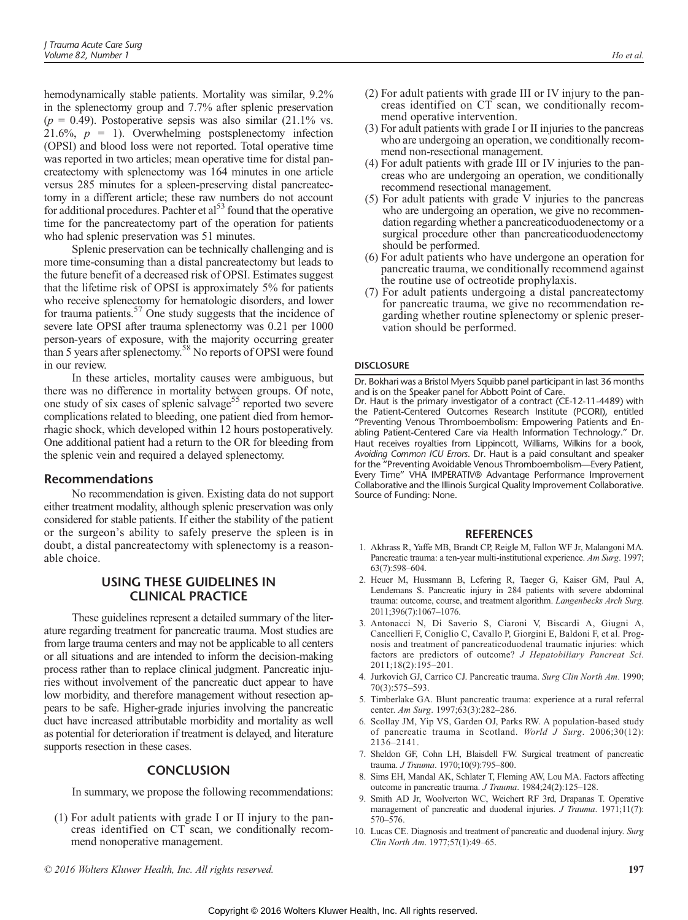hemodynamically stable patients. Mortality was similar, 9.2% in the splenectomy group and 7.7% after splenic preservation ($p$ = 0.49). Postoperative sepsis was also similar (21.1% vs. 21.6%, $p$ = 1). Overwhelming postsplenectomy infection (OPSI) and blood loss were not reported. Total operative time was reported in two articles; mean operative time for distal pancreatectomy with splenectomy was 164 minutes in one article versus 285 minutes for a spleen-preserving distal pancreatectomy in a different article; these raw numbers do not account for additional procedures. Pachter et al[53] found that the operative time for the pancreatectomy part of the operation for patients who had splenic preservation was 51 minutes.

Splenic preservation can be technically challenging and is more time-consuming than a distal pancreatectomy but leads to the future benefit of a decreased risk of OPSI. Estimates suggest that the lifetime risk of OPSI is approximately 5% for patients who receive splenectomy for hematologic disorders, and lower for trauma patients.[57] One study suggests that the incidence of severe late OPSI after trauma splenectomy was 0.21 per 1000 person-years of exposure, with the majority occurring greater than 5 years after splenectomy.[58] No reports of OPSI were found in our review.

In these articles, mortality causes were ambiguous, but there was no difference in mortality between groups. Of note, one study of six cases of splenic salvage[55] reported two severe complications related to bleeding, one patient died from hemorrhagic shock, which developed within 12 hours postoperatively. One additional patient had a return to the OR for bleeding from the splenic vein and required a delayed splenectomy.

### Recommendations

No recommendation is given. Existing data do not support either treatment modality, although splenic preservation was only considered for stable patients. If either the stability of the patient or the surgeon's ability to safely preserve the spleen is in doubt, a distal pancreatectomy with splenectomy is a reasonable choice.

## USING THESE GUIDELINES IN CLINICAL PRACTICE

These guidelines represent a detailed summary of the literature regarding treatment for pancreatic trauma. Most studies are from large trauma centers and may not be applicable to all centers or all situations and are intended to inform the decision-making process rather than to replace clinical judgment. Pancreatic injuries without involvement of the pancreatic duct appear to have low morbidity, and therefore management without resection appears to be safe. Higher-grade injuries involving the pancreatic duct have increased attributable morbidity and mortality as well as potential for deterioration if treatment is delayed, and literature supports resection in these cases.

## CONCLUSION

In summary, we propose the following recommendations:

(1) For adult patients with grade I or II injury to the pancreas identified on CT scan, we conditionally recommend nonoperative management.
(2) For adult patients with grade III or IV injury to the pancreas identified on CT scan, we conditionally recommend operative intervention.
(3) For adult patients with grade I or II injuries to the pancreas who are undergoing an operation, we conditionally recommend non-resectional management.
(4) For adult patients with grade III or IV injuries to the pancreas who are undergoing an operation, we conditionally recommend resectional management.
(5) For adult patients with grade V injuries to the pancreas who are undergoing an operation, we give no recommendation regarding whether a pancreaticoduodenectomy or a surgical procedure other than pancreaticoduodenectomy should be performed.
(6) For adult patients who have undergone an operation for pancreatic trauma, we conditionally recommend against the routine use of octreotide prophylaxis.
(7) For adult patients undergoing a distal pancreatectomy for pancreatic trauma, we give no recommendation regarding whether routine splenectomy or splenic preservation should be performed.

### DISCLOSURE

Dr. Bokhari was a Bristol Myers Squibb panel participant in last 36 months and is on the Speaker panel for Abbott Point of Care.
Dr. Haut is the primary investigator of a contract (CE-12-11-4489) with the Patient-Centered Outcomes Research Institute (PCORI), entitled "Preventing Venous Thromboembolism: Empowering Patients and Enabling Patient-Centered Care via Health Information Technology." Dr. Haut receives royalties from Lippincott, Williams, Wilkins for a book, *Avoiding Common ICU Errors*. Dr. Haut is a paid consultant and speaker for the "Preventing Avoidable Venous Thromboembolism—Every Patient, Every Time" VHA IMPERATIV® Advantage Performance Improvement Collaborative and the Illinois Surgical Quality Improvement Collaborative. Source of Funding: None.

## REFERENCES

1. Akhrass R, Yaffe MB, Brandt CP, Reigle M, Fallon WF Jr, Malangoni MA. Pancreatic trauma: a ten-year multi-institutional experience. *Am Surg*. 1997;63(7):598–604.
2. Heuer M, Hussmann B, Lefering R, Taeger G, Kaiser GM, Paul A, Lendemans S. Pancreatic injury in 284 patients with severe abdominal trauma: outcome, course, and treatment algorithm. *Langenbecks Arch Surg*. 2011;396(7):1067–1076.
3. Antonacci N, Di Saverio S, Ciaroni V, Biscardi A, Giugni A, Cancellieri F, Coniglio C, Cavallo P, Giorgini E, Baldoni F, et al. Prognosis and treatment of pancreaticoduodenal traumatic injuries: which factors are predictors of outcome? *J Hepatobiliary Pancreat Sci*. 2011;18(2):195–201.
4. Jurkovich GJ, Carrico CJ. Pancreatic trauma. *Surg Clin North Am*. 1990;70(3):575–593.
5. Timberlake GA. Blunt pancreatic trauma: experience at a rural referral center. *Am Surg*. 1997;63(3):282–286.
6. Scollay JM, Yip VS, Garden OJ, Parks RW. A population-based study of pancreatic trauma in Scotland. *World J Surg*. 2006;30(12):2136–2141.
7. Sheldon GF, Cohn LH, Blaisdell FW. Surgical treatment of pancreatic trauma. *J Trauma*. 1970;10(9):795–800.
8. Sims EH, Mandal AK, Schlater T, Fleming AW, Lou MA. Factors affecting outcome in pancreatic trauma. *J Trauma*. 1984;24(2):125–128.
9. Smith AD Jr, Woolverton WC, Weichert RF 3rd, Drapanas T. Operative management of pancreatic and duodenal injuries. *J Trauma*. 1971;11(7):570–576.
10. Lucas CE. Diagnosis and treatment of pancreatic and duodenal injury. *Surg Clin North Am*. 1977;57(1):49–65.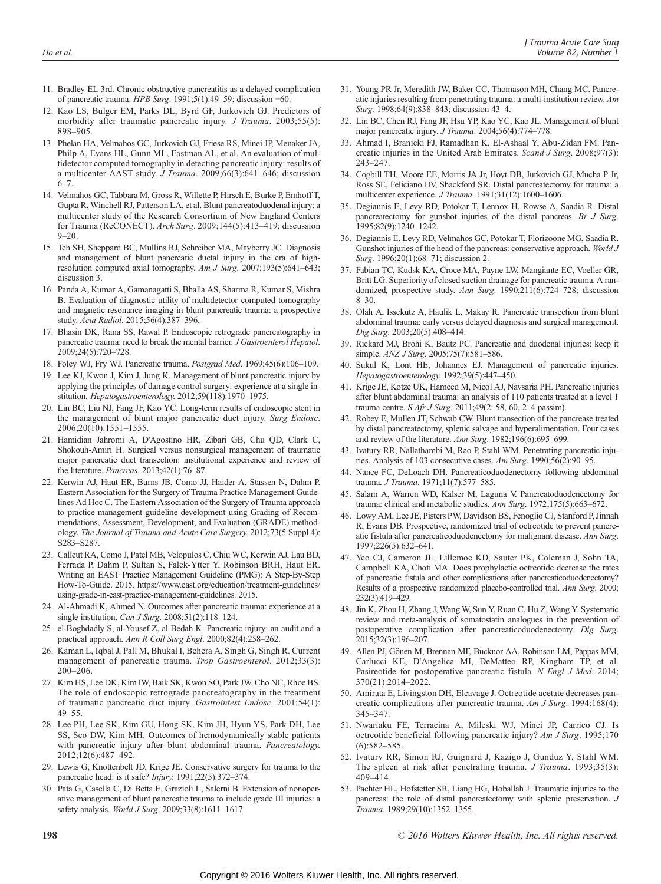11. Bradley EL 3rd. Chronic obstructive pancreatitis as a delayed complication of pancreatic trauma. *HPB Surg*. 1991;5(1):49–59; discussion −60.
12. Kao LS, Bulger EM, Parks DL, Byrd GF, Jurkovich GJ. Predictors of morbidity after traumatic pancreatic injury. *J Trauma*. 2003;55(5): 898–905.
13. Phelan HA, Velmahos GC, Jurkovich GJ, Friese RS, Minei JP, Menaker JA, Philp A, Evans HL, Gunn ML, Eastman AL, et al. An evaluation of multidetector computed tomography in detecting pancreatic injury: results of a multicenter AAST study. *J Trauma*. 2009;66(3):641–646; discussion 6–7.
14. Velmahos GC, Tabbara M, Gross R, Willette P, Hirsch E, Burke P, Emhoff T, Gupta R, Winchell RJ, Patterson LA, et al. Blunt pancreatoduodenal injury: a multicenter study of the Research Consortium of New England Centers for Trauma (ReCONECT). *Arch Surg*. 2009;144(5):413–419; discussion 9–20.
15. Teh SH, Sheppard BC, Mullins RJ, Schreiber MA, Mayberry JC. Diagnosis and management of blunt pancreatic ductal injury in the era of high-resolution computed axial tomography. *Am J Surg*. 2007;193(5):641–643; discussion 3.
16. Panda A, Kumar A, Gamanagatti S, Bhalla AS, Sharma R, Kumar S, Mishra B. Evaluation of diagnostic utility of multidetector computed tomography and magnetic resonance imaging in blunt pancreatic trauma: a prospective study. *Acta Radiol*. 2015;56(4):387–396.
17. Bhasin DK, Rana SS, Rawal P. Endoscopic retrograde pancreatography in pancreatic trauma: need to break the mental barrier. *J Gastroenterol Hepatol*. 2009;24(5):720–728.
18. Foley WJ, Fry WJ. Pancreatic trauma. *Postgrad Med*. 1969;45(6):106–109.
19. Lee KJ, Kwon J, Kim J, Jung K. Management of blunt pancreatic injury by applying the principles of damage control surgery: experience at a single institution. *Hepatogastroenterology.* 2012;59(118):1970–1975.
20. Lin BC, Liu NJ, Fang JF, Kao YC. Long-term results of endoscopic stent in the management of blunt major pancreatic duct injury. *Surg Endosc*. 2006;20(10):1551–1555.
21. Hamidian Jahromi A, D'Agostino HR, Zibari GB, Chu QD, Clark C, Shokouh-Amiri H. Surgical versus nonsurgical management of traumatic major pancreatic duct transection: institutional experience and review of the literature. *Pancreas*. 2013;42(1):76–87.
22. Kerwin AJ, Haut ER, Burns JB, Como JJ, Haider A, Stassen N, Dahm P. Eastern Association for the Surgery of Trauma Practice Management Guidelines Ad Hoc C. The Eastern Association of the Surgery of Trauma approach to practice management guideline development using Grading of Recommendations, Assessment, Development, and Evaluation (GRADE) methodology. *The Journal of Trauma and Acute Care Surgery.* 2012;73(5 Suppl 4): S283–S287.
23. Callcut RA, Como J, Patel MB, Velopulos C, Chiu WC, Kerwin AJ, Lau BD, Ferrada P, Dahm P, Sultan S, Falck-Ytter Y, Robinson BRH, Haut ER. Writing an EAST Practice Management Guideline (PMG): A Step-By-Step How-To-Guide. 2015. https://www.east.org/education/treatment-guidelines/using-grade-in-east-practice-management-guidelines. 2015.
24. Al-Ahmadi K, Ahmed N. Outcomes after pancreatic trauma: experience at a single institution. *Can J Surg*. 2008;51(2):118–124.
25. el-Boghdadly S, al-Yousef Z, al Bedah K. Pancreatic injury: an audit and a practical approach. *Ann R Coll Surg Engl*. 2000;82(4):258–262.
26. Kaman L, Iqbal J, Pall M, Bhukal I, Behera A, Singh G, Singh R. Current management of pancreatic trauma. *Trop Gastroenterol*. 2012;33(3): 200–206.
27. Kim HS, Lee DK, Kim IW, Baik SK, Kwon SO, Park JW, Cho NC, Rhoe BS. The role of endoscopic retrograde pancreatography in the treatment of traumatic pancreatic duct injury. *Gastrointest Endosc*. 2001;54(1): 49–55.
28. Lee PH, Lee SK, Kim GU, Hong SK, Kim JH, Hyun YS, Park DH, Lee SS, Seo DW, Kim MH. Outcomes of hemodynamically stable patients with pancreatic injury after blunt abdominal trauma. *Pancreatology.* 2012;12(6):487–492.
29. Lewis G, Knottenbelt JD, Krige JE. Conservative surgery for trauma to the pancreatic head: is it safe? *Injury.* 1991;22(5):372–374.
30. Pata G, Casella C, Di Betta E, Grazioli L, Salerni B. Extension of nonoperative management of blunt pancreatic trauma to include grade III injuries: a safety analysis. *World J Surg*. 2009;33(8):1611–1617.
31. Young PR Jr, Meredith JW, Baker CC, Thomason MH, Chang MC. Pancreatic injuries resulting from penetrating trauma: a multi-institution review. *Am Surg*. 1998;64(9):838–843; discussion 43–4.
32. Lin BC, Chen RJ, Fang JF, Hsu YP, Kao YC, Kao JL. Management of blunt major pancreatic injury. *J Trauma*. 2004;56(4):774–778.
33. Ahmad I, Branicki FJ, Ramadhan K, El-Ashaal Y, Abu-Zidan FM. Pancreatic injuries in the United Arab Emirates. *Scand J Surg*. 2008;97(3): 243–247.
34. Cogbill TH, Moore EE, Morris JA Jr, Hoyt DB, Jurkovich GJ, Mucha P Jr, Ross SE, Feliciano DV, Shackford SR. Distal pancreatectomy for trauma: a multicenter experience. *J Trauma*. 1991;31(12):1600–1606.
35. Degiannis E, Levy RD, Potokar T, Lennox H, Rowse A, Saadia R. Distal pancreatectomy for gunshot injuries of the distal pancreas. *Br J Surg*. 1995;82(9):1240–1242.
36. Degiannis E, Levy RD, Velmahos GC, Potokar T, Florizoone MG, Saadia R. Gunshot injuries of the head of the pancreas: conservative approach. *World J Surg*. 1996;20(1):68–71; discussion 2.
37. Fabian TC, Kudsk KA, Croce MA, Payne LW, Mangiante EC, Voeller GR, Britt LG. Superiority of closed suction drainage for pancreatic trauma. A randomized, prospective study. *Ann Surg*. 1990;211(6):724–728; discussion 8–30.
38. Olah A, Issekutz A, Haulik L, Makay R. Pancreatic transection from blunt abdominal trauma: early versus delayed diagnosis and surgical management. *Dig Surg*. 2003;20(5):408–414.
39. Rickard MJ, Brohi K, Bautz PC. Pancreatic and duodenal injuries: keep it simple. *ANZ J Surg*. 2005;75(7):581–586.
40. Sukul K, Lont HE, Johannes EJ. Management of pancreatic injuries. *Hepatogastroenterology.* 1992;39(5):447–450.
41. Krige JE, Kotze UK, Hameed M, Nicol AJ, Navsaria PH. Pancreatic injuries after blunt abdominal trauma: an analysis of 110 patients treated at a level 1 trauma centre. *S Afr J Surg*. 2011;49(2: 58, 60, 2–4 passim).
42. Robey E, Mullen JT, Schwab CW. Blunt transection of the pancreas treated by distal pancreatectomy, splenic salvage and hyperalimentation. Four cases and review of the literature. *Ann Surg*. 1982;196(6):695–699.
43. Ivatury RR, Nallathambi M, Rao P, Stahl WM. Penetrating pancreatic injuries. Analysis of 103 consecutive cases. *Am Surg*. 1990;56(2):90–95.
44. Nance FC, DeLoach DH. Pancreaticoduodenectomy following abdominal trauma. *J Trauma*. 1971;11(7):577–585.
45. Salam A, Warren WD, Kalser M, Laguna V. Pancreatoduodenectomy for trauma: clinical and metabolic studies. *Ann Surg*. 1972;175(5):663–672.
46. Lowy AM, Lee JE, Pisters PW, Davidson BS, Fenoglio CJ, Stanford P, Jinnah R, Evans DB. Prospective, randomized trial of octreotide to prevent pancreatic fistula after pancreaticoduodenectomy for malignant disease. *Ann Surg*. 1997;226(5):632–641.
47. Yeo CJ, Cameron JL, Lillemoe KD, Sauter PK, Coleman J, Sohn TA, Campbell KA, Choti MA. Does prophylactic octreotide decrease the rates of pancreatic fistula and other complications after pancreaticoduodenectomy? Results of a prospective randomized placebo-controlled trial. *Ann Surg*. 2000; 232(3):419–429.
48. Jin K, Zhou H, Zhang J, Wang W, Sun Y, Ruan C, Hu Z, Wang Y. Systematic review and meta-analysis of somatostatin analogues in the prevention of postoperative complication after pancreaticoduodenectomy. *Dig Surg*. 2015;32(3):196–207.
49. Allen PJ, Gönen M, Brennan MF, Bucknor AA, Robinson LM, Pappas MM, Carlucci KE, D'Angelica MI, DeMatteo RP, Kingham TP, et al. Pasireotide for postoperative pancreatic fistula. *N Engl J Med*. 2014; 370(21):2014–2022.
50. Amirata E, Livingston DH, Elcavage J. Octreotide acetate decreases pancreatic complications after pancreatic trauma. *Am J Surg*. 1994;168(4): 345–347.
51. Nwariaku FE, Terracina A, Mileski WJ, Minei JP, Carrico CJ. Is octreotide beneficial following pancreatic injury? *Am J Surg*. 1995;170 (6):582–585.
52. Ivatury RR, Simon RJ, Guignard J, Kazigo J, Gunduz Y, Stahl WM. The spleen at risk after penetrating trauma. *J Trauma*. 1993;35(3): 409–414.
53. Pachter HL, Hofstetter SR, Liang HG, Hoballah J. Traumatic injuries to the pancreas: the role of distal pancreatectomy with splenic preservation. *J Trauma*. 1989;29(10):1352–1355.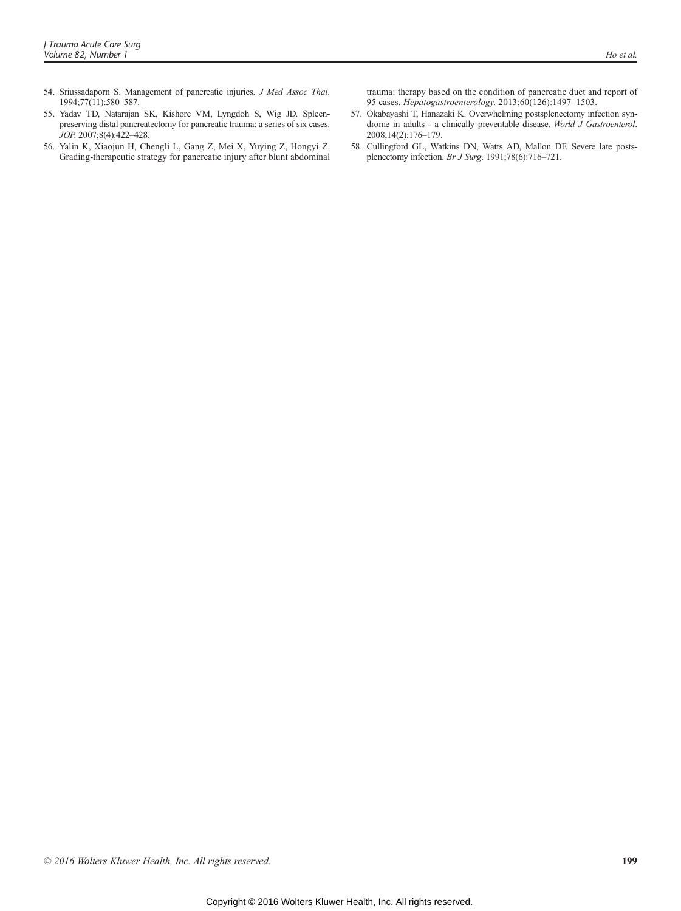54. Sriussadaporn S. Management of pancreatic injuries. *J Med Assoc Thai*. 1994;77(11):580–587.
55. Yadav TD, Natarajan SK, Kishore VM, Lyngdoh S, Wig JD. Spleen-preserving distal pancreatectomy for pancreatic trauma: a series of six cases. *JOP*. 2007;8(4):422–428.
56. Yalin K, Xiaojun H, Chengli L, Gang Z, Mei X, Yuying Z, Hongyi Z. Grading-therapeutic strategy for pancreatic injury after blunt abdominal trauma: therapy based on the condition of pancreatic duct and report of 95 cases. *Hepatogastroenterology*. 2013;60(126):1497–1503.
57. Okabayashi T, Hanazaki K. Overwhelming postsplenectomy infection syndrome in adults - a clinically preventable disease. *World J Gastroenterol*. 2008;14(2):176–179.
58. Cullingford GL, Watkins DN, Watts AD, Mallon DF. Severe late postsplenectomy infection. *Br J Surg*. 1991;78(6):716–721.